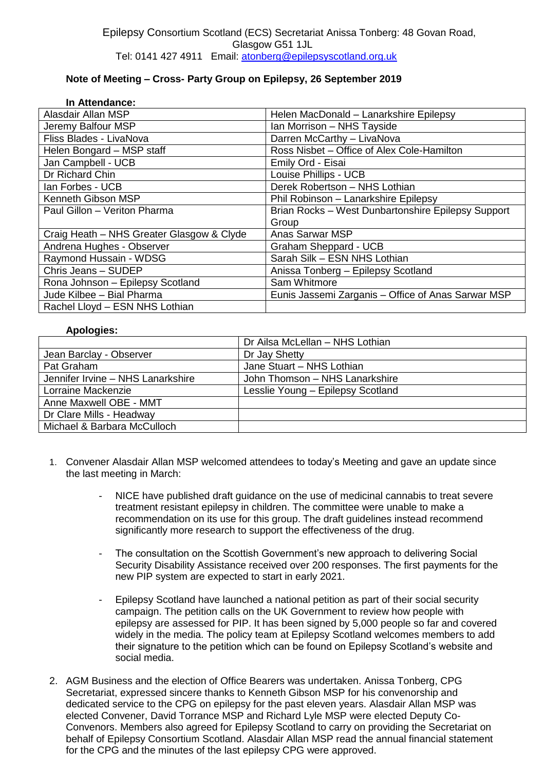Epilepsy Consortium Scotland (ECS) Secretariat Anissa Tonberg: 48 Govan Road, Glasgow G51 1JL
Tel: 0141 427 4911 Email: atonberg@epilepsyscotland.org.uk

## Note of Meeting – Cross- Party Group on Epilepsy, 26 September 2019

**In Attendance:**

| | |
|---|---|
| Alasdair Allan MSP | Helen MacDonald – Lanarkshire Epilepsy |
| Jeremy Balfour MSP | Ian Morrison – NHS Tayside |
| Fliss Blades - LivaNova | Darren McCarthy – LivaNova |
| Helen Bongard – MSP staff | Ross Nisbet – Office of Alex Cole-Hamilton |
| Jan Campbell - UCB | Emily Ord - Eisai |
| Dr Richard Chin | Louise Phillips - UCB |
| Ian Forbes - UCB | Derek Robertson – NHS Lothian |
| Kenneth Gibson MSP | Phil Robinson – Lanarkshire Epilepsy |
| Paul Gillon – Veriton Pharma | Brian Rocks – West Dunbartonshire Epilepsy Support Group |
| Craig Heath – NHS Greater Glasgow & Clyde | Anas Sarwar MSP |
| Andrena Hughes - Observer | Graham Sheppard - UCB |
| Raymond Hussain - WDSG | Sarah Silk – ESN NHS Lothian |
| Chris Jeans – SUDEP | Anissa Tonberg – Epilepsy Scotland |
| Rona Johnson – Epilepsy Scotland | Sam Whitmore |
| Jude Kilbee – Bial Pharma | Eunis Jassemi Zarganis – Office of Anas Sarwar MSP |
| Rachel Lloyd – ESN NHS Lothian | |

**Apologies:**

| | |
|---|---|
| | Dr Ailsa McLellan – NHS Lothian |
| Jean Barclay - Observer | Dr Jay Shetty |
| Pat Graham | Jane Stuart – NHS Lothian |
| Jennifer Irvine – NHS Lanarkshire | John Thomson – NHS Lanarkshire |
| Lorraine Mackenzie | Lesslie Young – Epilepsy Scotland |
| Anne Maxwell OBE - MMT | |
| Dr Clare Mills - Headway | |
| Michael & Barbara McCulloch | |

1. Convener Alasdair Allan MSP welcomed attendees to today's Meeting and gave an update since the last meeting in March:

   - NICE have published draft guidance on the use of medicinal cannabis to treat severe treatment resistant epilepsy in children. The committee were unable to make a recommendation on its use for this group. The draft guidelines instead recommend significantly more research to support the effectiveness of the drug.

   - The consultation on the Scottish Government's new approach to delivering Social Security Disability Assistance received over 200 responses. The first payments for the new PIP system are expected to start in early 2021.

   - Epilepsy Scotland have launched a national petition as part of their social security campaign. The petition calls on the UK Government to review how people with epilepsy are assessed for PIP. It has been signed by 5,000 people so far and covered widely in the media. The policy team at Epilepsy Scotland welcomes members to add their signature to the petition which can be found on Epilepsy Scotland's website and social media.

2. AGM Business and the election of Office Bearers was undertaken. Anissa Tonberg, CPG Secretariat, expressed sincere thanks to Kenneth Gibson MSP for his convenorship and dedicated service to the CPG on epilepsy for the past eleven years. Alasdair Allan MSP was elected Convener, David Torrance MSP and Richard Lyle MSP were elected Deputy Co-Convenors. Members also agreed for Epilepsy Scotland to carry on providing the Secretariat on behalf of Epilepsy Consortium Scotland. Alasdair Allan MSP read the annual financial statement for the CPG and the minutes of the last epilepsy CPG were approved.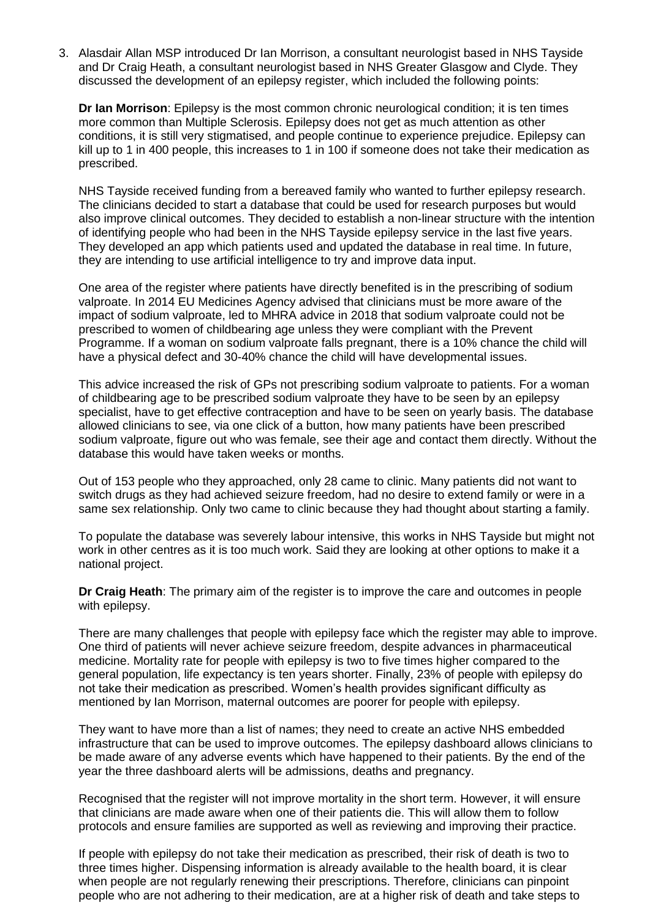3. Alasdair Allan MSP introduced Dr Ian Morrison, a consultant neurologist based in NHS Tayside and Dr Craig Heath, a consultant neurologist based in NHS Greater Glasgow and Clyde. They discussed the development of an epilepsy register, which included the following points:

   **Dr Ian Morrison**: Epilepsy is the most common chronic neurological condition; it is ten times more common than Multiple Sclerosis. Epilepsy does not get as much attention as other conditions, it is still very stigmatised, and people continue to experience prejudice. Epilepsy can kill up to 1 in 400 people, this increases to 1 in 100 if someone does not take their medication as prescribed.

   NHS Tayside received funding from a bereaved family who wanted to further epilepsy research. The clinicians decided to start a database that could be used for research purposes but would also improve clinical outcomes. They decided to establish a non-linear structure with the intention of identifying people who had been in the NHS Tayside epilepsy service in the last five years. They developed an app which patients used and updated the database in real time. In future, they are intending to use artificial intelligence to try and improve data input.

   One area of the register where patients have directly benefited is in the prescribing of sodium valproate. In 2014 EU Medicines Agency advised that clinicians must be more aware of the impact of sodium valproate, led to MHRA advice in 2018 that sodium valproate could not be prescribed to women of childbearing age unless they were compliant with the Prevent Programme. If a woman on sodium valproate falls pregnant, there is a 10% chance the child will have a physical defect and 30-40% chance the child will have developmental issues.

   This advice increased the risk of GPs not prescribing sodium valproate to patients. For a woman of childbearing age to be prescribed sodium valproate they have to be seen by an epilepsy specialist, have to get effective contraception and have to be seen on yearly basis. The database allowed clinicians to see, via one click of a button, how many patients have been prescribed sodium valproate, figure out who was female, see their age and contact them directly. Without the database this would have taken weeks or months.

   Out of 153 people who they approached, only 28 came to clinic. Many patients did not want to switch drugs as they had achieved seizure freedom, had no desire to extend family or were in a same sex relationship. Only two came to clinic because they had thought about starting a family.

   To populate the database was severely labour intensive, this works in NHS Tayside but might not work in other centres as it is too much work. Said they are looking at other options to make it a national project.

   **Dr Craig Heath**: The primary aim of the register is to improve the care and outcomes in people with epilepsy.

   There are many challenges that people with epilepsy face which the register may able to improve. One third of patients will never achieve seizure freedom, despite advances in pharmaceutical medicine. Mortality rate for people with epilepsy is two to five times higher compared to the general population, life expectancy is ten years shorter. Finally, 23% of people with epilepsy do not take their medication as prescribed. Women's health provides significant difficulty as mentioned by Ian Morrison, maternal outcomes are poorer for people with epilepsy.

   They want to have more than a list of names; they need to create an active NHS embedded infrastructure that can be used to improve outcomes. The epilepsy dashboard allows clinicians to be made aware of any adverse events which have happened to their patients. By the end of the year the three dashboard alerts will be admissions, deaths and pregnancy.

   Recognised that the register will not improve mortality in the short term. However, it will ensure that clinicians are made aware when one of their patients die. This will allow them to follow protocols and ensure families are supported as well as reviewing and improving their practice.

   If people with epilepsy do not take their medication as prescribed, their risk of death is two to three times higher. Dispensing information is already available to the health board, it is clear when people are not regularly renewing their prescriptions. Therefore, clinicians can pinpoint people who are not adhering to their medication, are at a higher risk of death and take steps to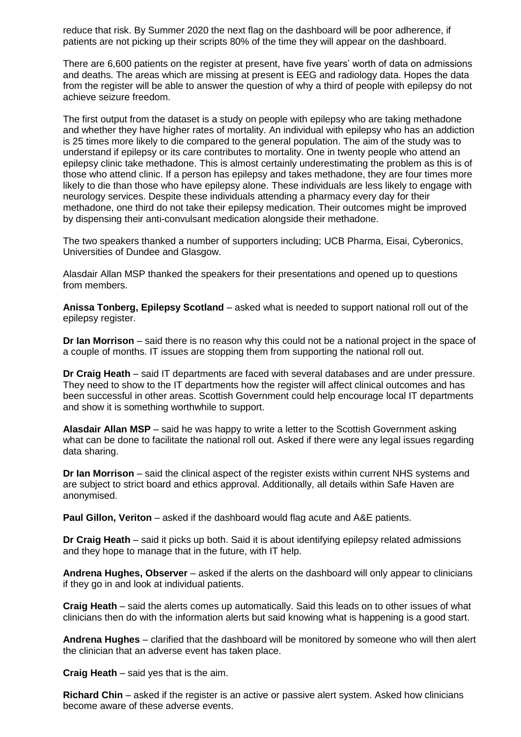reduce that risk. By Summer 2020 the next flag on the dashboard will be poor adherence, if patients are not picking up their scripts 80% of the time they will appear on the dashboard.

There are 6,600 patients on the register at present, have five years' worth of data on admissions and deaths. The areas which are missing at present is EEG and radiology data. Hopes the data from the register will be able to answer the question of why a third of people with epilepsy do not achieve seizure freedom.

The first output from the dataset is a study on people with epilepsy who are taking methadone and whether they have higher rates of mortality. An individual with epilepsy who has an addiction is 25 times more likely to die compared to the general population. The aim of the study was to understand if epilepsy or its care contributes to mortality. One in twenty people who attend an epilepsy clinic take methadone. This is almost certainly underestimating the problem as this is of those who attend clinic. If a person has epilepsy and takes methadone, they are four times more likely to die than those who have epilepsy alone. These individuals are less likely to engage with neurology services. Despite these individuals attending a pharmacy every day for their methadone, one third do not take their epilepsy medication. Their outcomes might be improved by dispensing their anti-convulsant medication alongside their methadone.

The two speakers thanked a number of supporters including; UCB Pharma, Eisai, Cyberonics, Universities of Dundee and Glasgow.

Alasdair Allan MSP thanked the speakers for their presentations and opened up to questions from members.

**Anissa Tonberg, Epilepsy Scotland** – asked what is needed to support national roll out of the epilepsy register.

**Dr Ian Morrison** – said there is no reason why this could not be a national project in the space of a couple of months. IT issues are stopping them from supporting the national roll out.

**Dr Craig Heath** – said IT departments are faced with several databases and are under pressure. They need to show to the IT departments how the register will affect clinical outcomes and has been successful in other areas. Scottish Government could help encourage local IT departments and show it is something worthwhile to support.

**Alasdair Allan MSP** – said he was happy to write a letter to the Scottish Government asking what can be done to facilitate the national roll out. Asked if there were any legal issues regarding data sharing.

**Dr Ian Morrison** – said the clinical aspect of the register exists within current NHS systems and are subject to strict board and ethics approval. Additionally, all details within Safe Haven are anonymised.

**Paul Gillon, Veriton** – asked if the dashboard would flag acute and A&E patients.

**Dr Craig Heath** – said it picks up both. Said it is about identifying epilepsy related admissions and they hope to manage that in the future, with IT help.

**Andrena Hughes, Observer** – asked if the alerts on the dashboard will only appear to clinicians if they go in and look at individual patients.

**Craig Heath** – said the alerts comes up automatically. Said this leads on to other issues of what clinicians then do with the information alerts but said knowing what is happening is a good start.

**Andrena Hughes** – clarified that the dashboard will be monitored by someone who will then alert the clinician that an adverse event has taken place.

**Craig Heath** – said yes that is the aim.

**Richard Chin** – asked if the register is an active or passive alert system. Asked how clinicians become aware of these adverse events.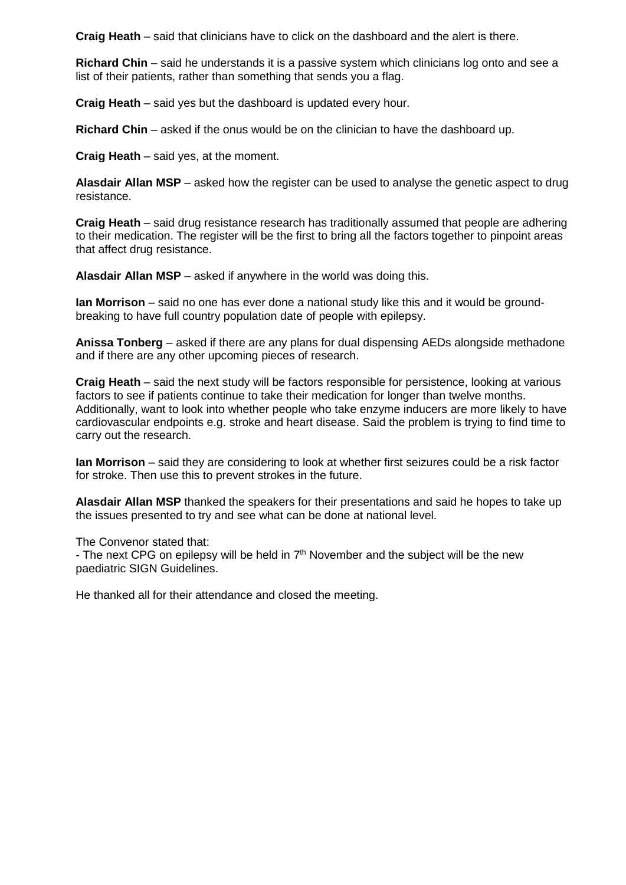**Craig Heath** – said that clinicians have to click on the dashboard and the alert is there.

**Richard Chin** – said he understands it is a passive system which clinicians log onto and see a list of their patients, rather than something that sends you a flag.

**Craig Heath** – said yes but the dashboard is updated every hour.

**Richard Chin** – asked if the onus would be on the clinician to have the dashboard up.

**Craig Heath** – said yes, at the moment.

**Alasdair Allan MSP** – asked how the register can be used to analyse the genetic aspect to drug resistance.

**Craig Heath** – said drug resistance research has traditionally assumed that people are adhering to their medication. The register will be the first to bring all the factors together to pinpoint areas that affect drug resistance.

**Alasdair Allan MSP** – asked if anywhere in the world was doing this.

**Ian Morrison** – said no one has ever done a national study like this and it would be ground-breaking to have full country population date of people with epilepsy.

**Anissa Tonberg** – asked if there are any plans for dual dispensing AEDs alongside methadone and if there are any other upcoming pieces of research.

**Craig Heath** – said the next study will be factors responsible for persistence, looking at various factors to see if patients continue to take their medication for longer than twelve months. Additionally, want to look into whether people who take enzyme inducers are more likely to have cardiovascular endpoints e.g. stroke and heart disease. Said the problem is trying to find time to carry out the research.

**Ian Morrison** – said they are considering to look at whether first seizures could be a risk factor for stroke. Then use this to prevent strokes in the future.

**Alasdair Allan MSP** thanked the speakers for their presentations and said he hopes to take up the issues presented to try and see what can be done at national level.

The Convenor stated that:
- The next CPG on epilepsy will be held in 7th November and the subject will be the new paediatric SIGN Guidelines.

He thanked all for their attendance and closed the meeting.